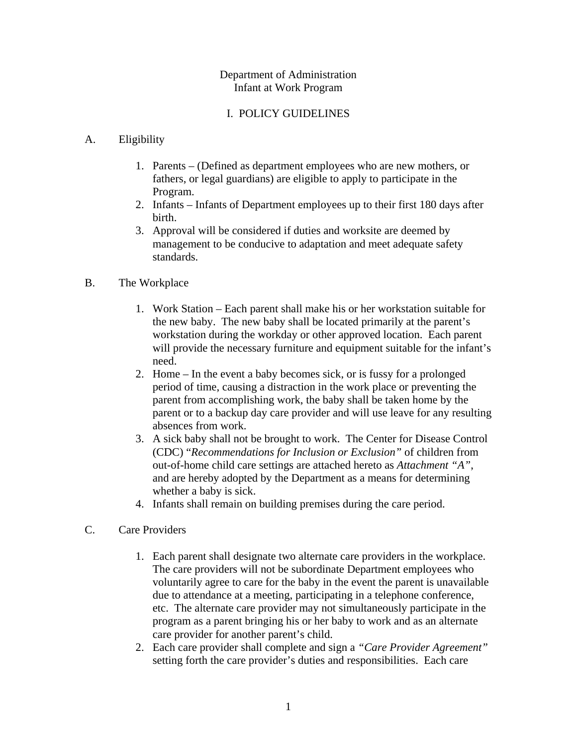# Department of Administration
# Infant at Work Program

## I. POLICY GUIDELINES

### A. Eligibility

1. Parents – (Defined as department employees who are new mothers, or fathers, or legal guardians) are eligible to apply to participate in the Program.
2. Infants – Infants of Department employees up to their first 180 days after birth.
3. Approval will be considered if duties and worksite are deemed by management to be conducive to adaptation and meet adequate safety standards.

### B. The Workplace

1. Work Station – Each parent shall make his or her workstation suitable for the new baby. The new baby shall be located primarily at the parent's workstation during the workday or other approved location. Each parent will provide the necessary furniture and equipment suitable for the infant's need.
2. Home – In the event a baby becomes sick, or is fussy for a prolonged period of time, causing a distraction in the work place or preventing the parent from accomplishing work, the baby shall be taken home by the parent or to a backup day care provider and will use leave for any resulting absences from work.
3. A sick baby shall not be brought to work. The Center for Disease Control (CDC) "*Recommendations for Inclusion or Exclusion*" of children from out-of-home child care settings are attached hereto as *Attachment "A"*, and are hereby adopted by the Department as a means for determining whether a baby is sick.
4. Infants shall remain on building premises during the care period.

### C. Care Providers

1. Each parent shall designate two alternate care providers in the workplace. The care providers will not be subordinate Department employees who voluntarily agree to care for the baby in the event the parent is unavailable due to attendance at a meeting, participating in a telephone conference, etc. The alternate care provider may not simultaneously participate in the program as a parent bringing his or her baby to work and as an alternate care provider for another parent's child.
2. Each care provider shall complete and sign a *"Care Provider Agreement"* setting forth the care provider's duties and responsibilities. Each care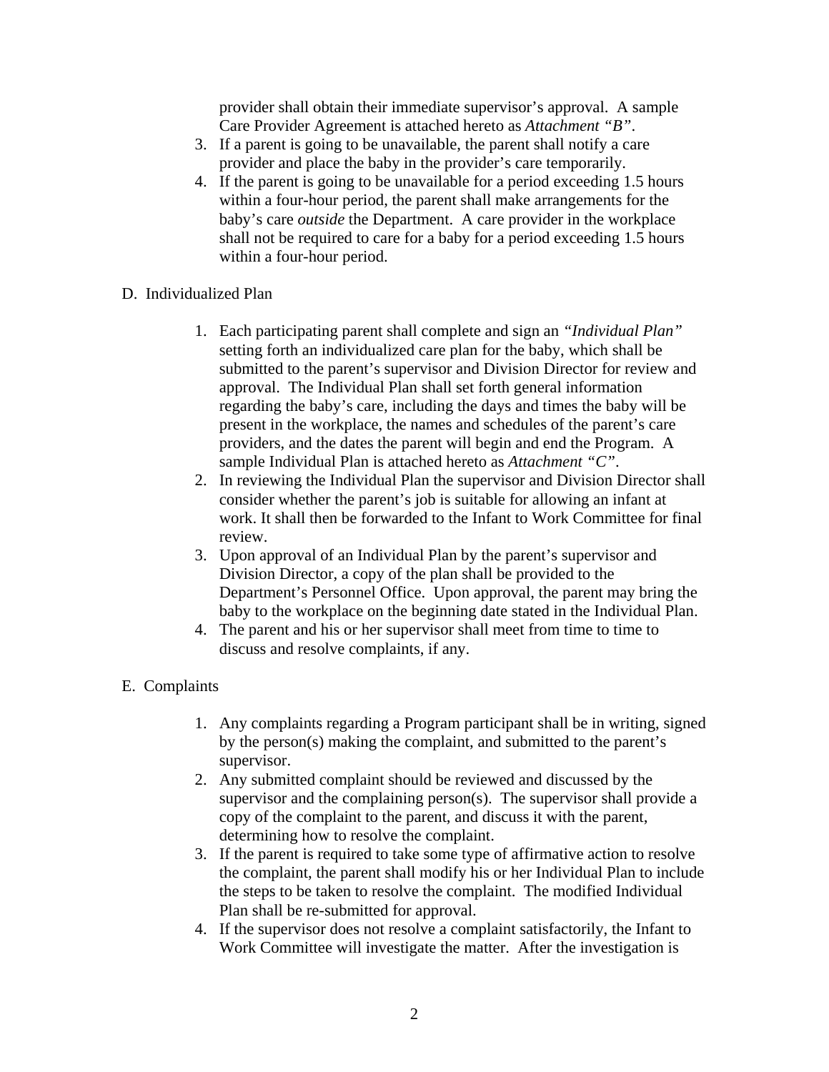provider shall obtain their immediate supervisor's approval. A sample Care Provider Agreement is attached hereto as *Attachment "B"*.

3. If a parent is going to be unavailable, the parent shall notify a care provider and place the baby in the provider's care temporarily.
4. If the parent is going to be unavailable for a period exceeding 1.5 hours within a four-hour period, the parent shall make arrangements for the baby's care *outside* the Department. A care provider in the workplace shall not be required to care for a baby for a period exceeding 1.5 hours within a four-hour period.

D. Individualized Plan

1. Each participating parent shall complete and sign an *"Individual Plan"* setting forth an individualized care plan for the baby, which shall be submitted to the parent's supervisor and Division Director for review and approval. The Individual Plan shall set forth general information regarding the baby's care, including the days and times the baby will be present in the workplace, the names and schedules of the parent's care providers, and the dates the parent will begin and end the Program. A sample Individual Plan is attached hereto as *Attachment "C"*.
2. In reviewing the Individual Plan the supervisor and Division Director shall consider whether the parent's job is suitable for allowing an infant at work. It shall then be forwarded to the Infant to Work Committee for final review.
3. Upon approval of an Individual Plan by the parent's supervisor and Division Director, a copy of the plan shall be provided to the Department's Personnel Office. Upon approval, the parent may bring the baby to the workplace on the beginning date stated in the Individual Plan.
4. The parent and his or her supervisor shall meet from time to time to discuss and resolve complaints, if any.

E. Complaints

1. Any complaints regarding a Program participant shall be in writing, signed by the person(s) making the complaint, and submitted to the parent's supervisor.
2. Any submitted complaint should be reviewed and discussed by the supervisor and the complaining person(s). The supervisor shall provide a copy of the complaint to the parent, and discuss it with the parent, determining how to resolve the complaint.
3. If the parent is required to take some type of affirmative action to resolve the complaint, the parent shall modify his or her Individual Plan to include the steps to be taken to resolve the complaint. The modified Individual Plan shall be re-submitted for approval.
4. If the supervisor does not resolve a complaint satisfactorily, the Infant to Work Committee will investigate the matter. After the investigation is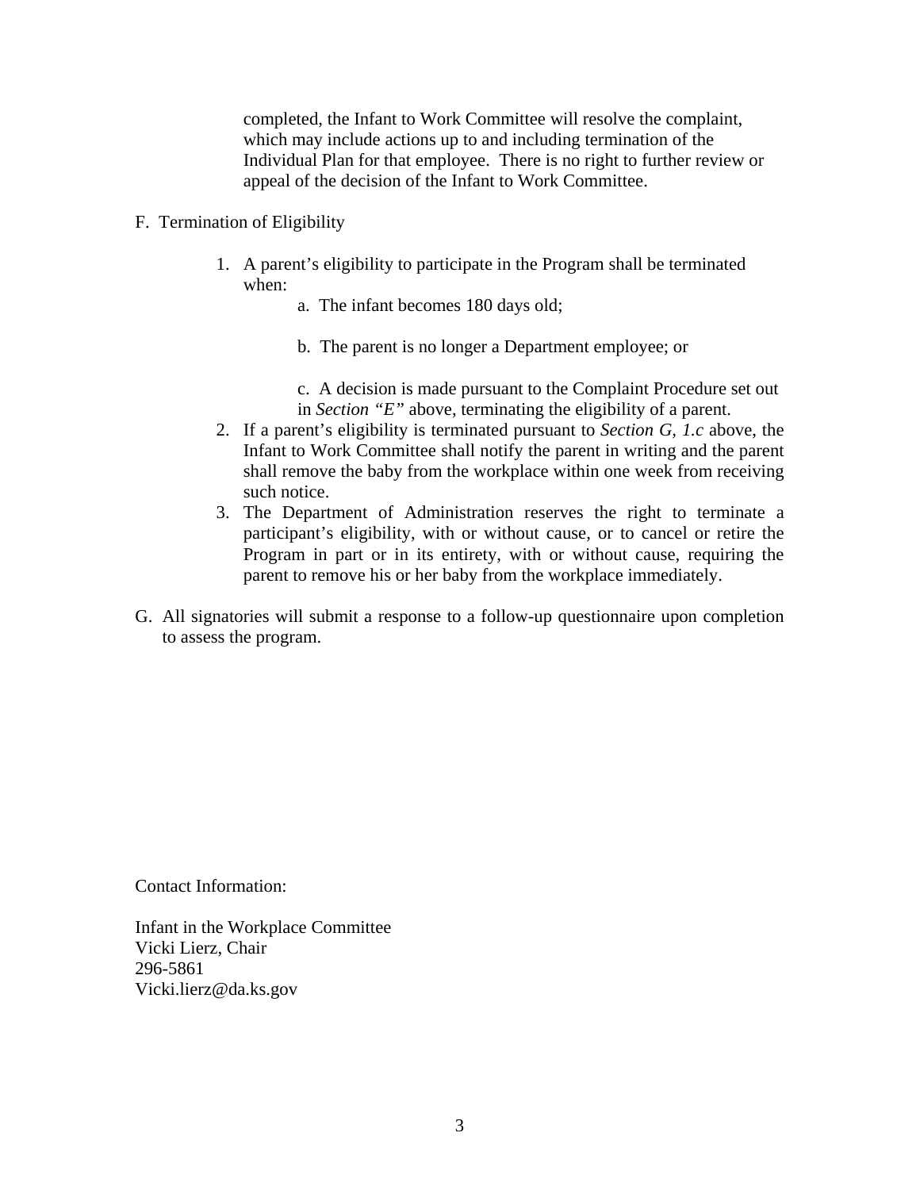completed, the Infant to Work Committee will resolve the complaint, which may include actions up to and including termination of the Individual Plan for that employee. There is no right to further review or appeal of the decision of the Infant to Work Committee.

F. Termination of Eligibility

1. A parent's eligibility to participate in the Program shall be terminated when:

    a. The infant becomes 180 days old;

    b. The parent is no longer a Department employee; or

    c. A decision is made pursuant to the Complaint Procedure set out in *Section "E"* above, terminating the eligibility of a parent.

2. If a parent's eligibility is terminated pursuant to *Section G, 1.c* above, the Infant to Work Committee shall notify the parent in writing and the parent shall remove the baby from the workplace within one week from receiving such notice.
3. The Department of Administration reserves the right to terminate a participant's eligibility, with or without cause, or to cancel or retire the Program in part or in its entirety, with or without cause, requiring the parent to remove his or her baby from the workplace immediately.

G. All signatories will submit a response to a follow-up questionnaire upon completion to assess the program.

Contact Information:

Infant in the Workplace Committee
Vicki Lierz, Chair
296-5861
Vicki.lierz@da.ks.gov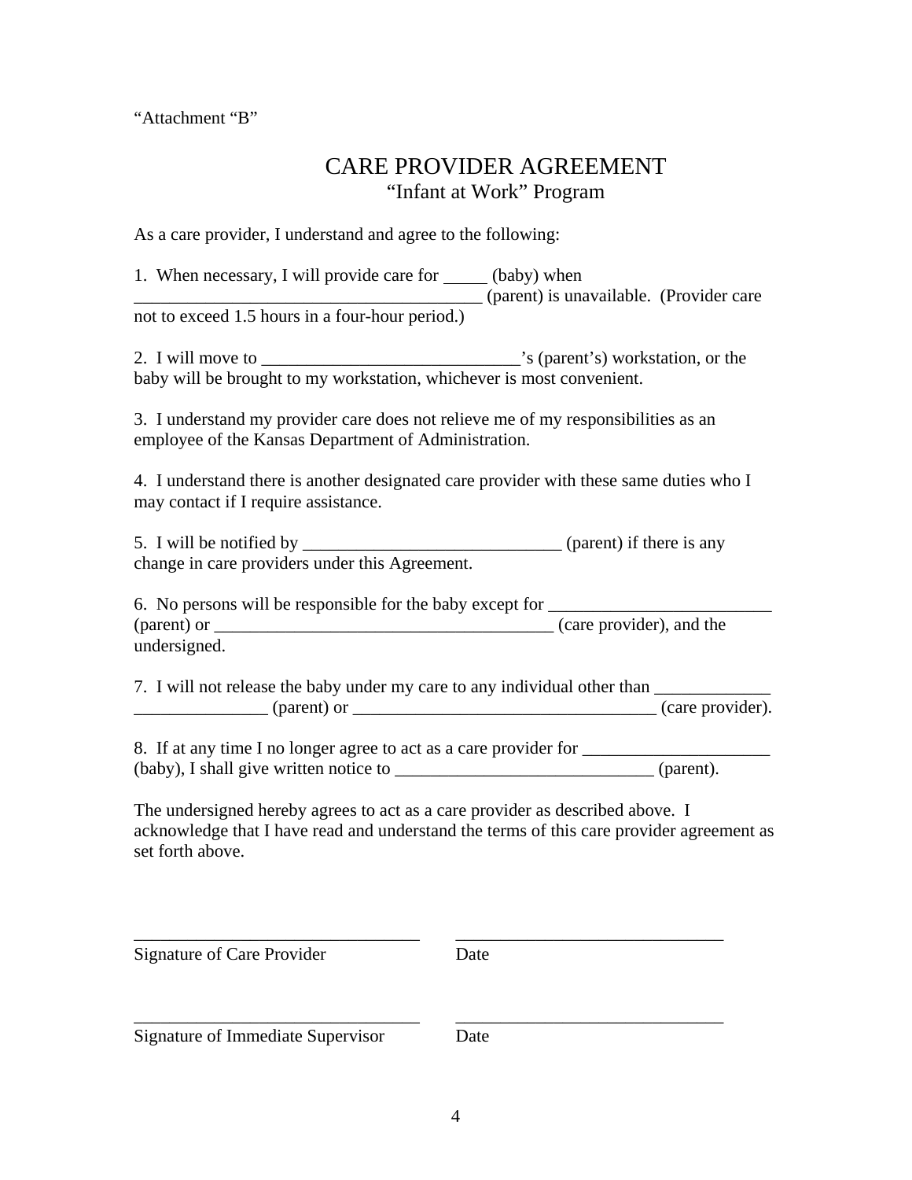"Attachment "B"

# CARE PROVIDER AGREEMENT

## "Infant at Work" Program

As a care provider, I understand and agree to the following:

1. When necessary, I will provide care for _____ (baby) when _______________________________________ (parent) is unavailable. (Provider care not to exceed 1.5 hours in a four-hour period.)

2. I will move to _____________________________'s (parent's) workstation, or the baby will be brought to my workstation, whichever is most convenient.

3. I understand my provider care does not relieve me of my responsibilities as an employee of the Kansas Department of Administration.

4. I understand there is another designated care provider with these same duties who I may contact if I require assistance.

5. I will be notified by _____________________________ (parent) if there is any change in care providers under this Agreement.

6. No persons will be responsible for the baby except for _________________________ (parent) or ______________________________________ (care provider), and the undersigned.

7. I will not release the baby under my care to any individual other than _____________ _______________ (parent) or __________________________________ (care provider).

8. If at any time I no longer agree to act as a care provider for _____________________ (baby), I shall give written notice to _____________________________ (parent).

The undersigned hereby agrees to act as a care provider as described above. I acknowledge that I have read and understand the terms of this care provider agreement as set forth above.

_________________________________ &nbsp;&nbsp;&nbsp; ______________________________

Signature of Care Provider &nbsp;&nbsp;&nbsp; Date

_________________________________ &nbsp;&nbsp;&nbsp; ______________________________

Signature of Immediate Supervisor &nbsp;&nbsp;&nbsp; Date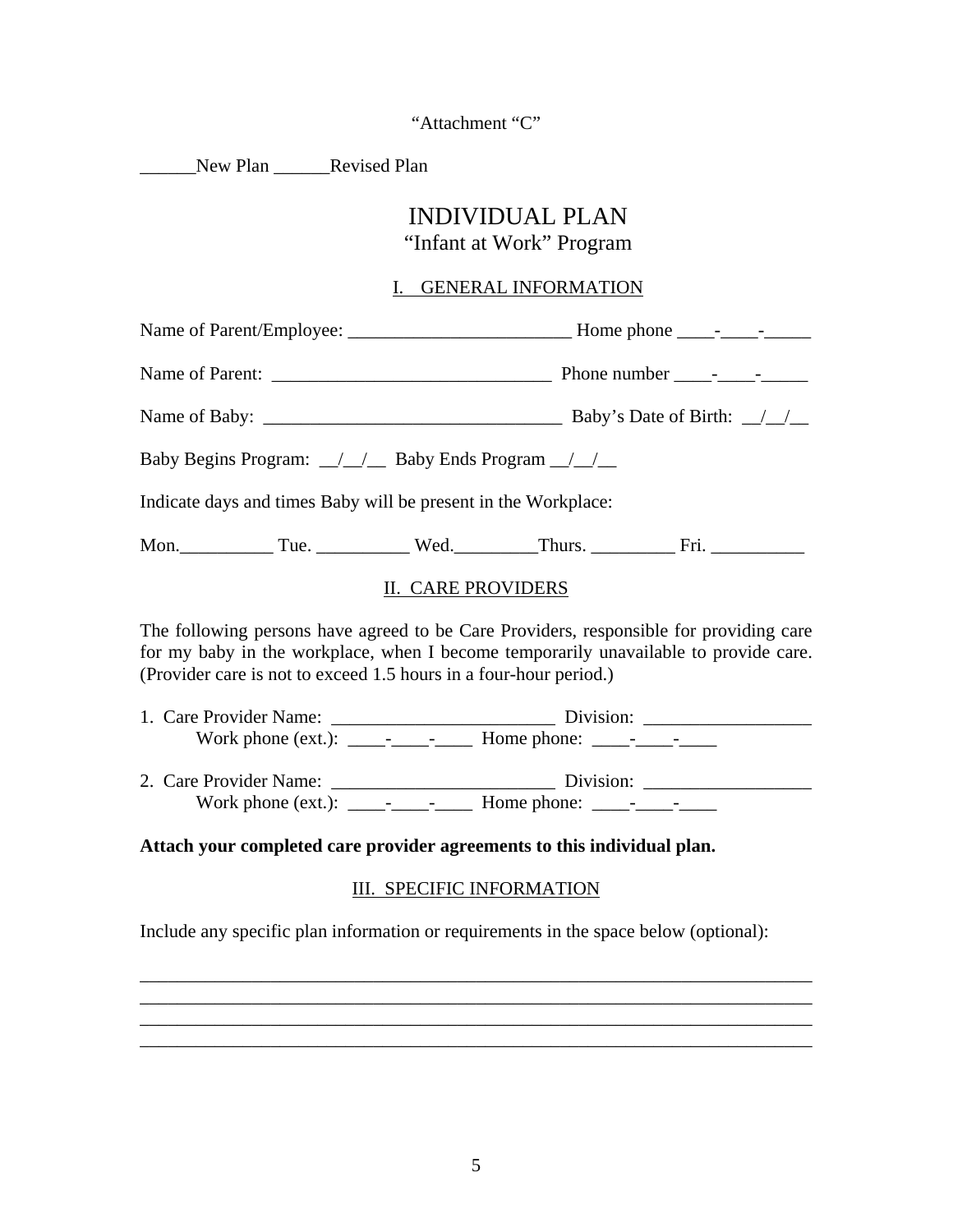"Attachment "C"

______New Plan ______Revised Plan

# INDIVIDUAL PLAN
## "Infant at Work" Program

### I. GENERAL INFORMATION

Name of Parent/Employee: ________________________ Home phone ____-____-_____

Name of Parent: ______________________________ Phone number ____-____-_____

Name of Baby: _______________________________ Baby's Date of Birth: __/__/__

Baby Begins Program: __/__/__ Baby Ends Program __/__/__

Indicate days and times Baby will be present in the Workplace:

Mon.__________ Tue. __________ Wed._________Thurs. _________ Fri. __________

### II. CARE PROVIDERS

The following persons have agreed to be Care Providers, responsible for providing care for my baby in the workplace, when I become temporarily unavailable to provide care. (Provider care is not to exceed 1.5 hours in a four-hour period.)

1. Care Provider Name: ________________________ Division: _________________
   Work phone (ext.): ____-____-____ Home phone: ____-____-____

2. Care Provider Name: ________________________ Division: _________________
   Work phone (ext.): ____-____-____ Home phone: ____-____-____

**Attach your completed care provider agreements to this individual plan.**

### III. SPECIFIC INFORMATION

Include any specific plan information or requirements in the space below (optional):

________________________________________________________________________
________________________________________________________________________
________________________________________________________________________
________________________________________________________________________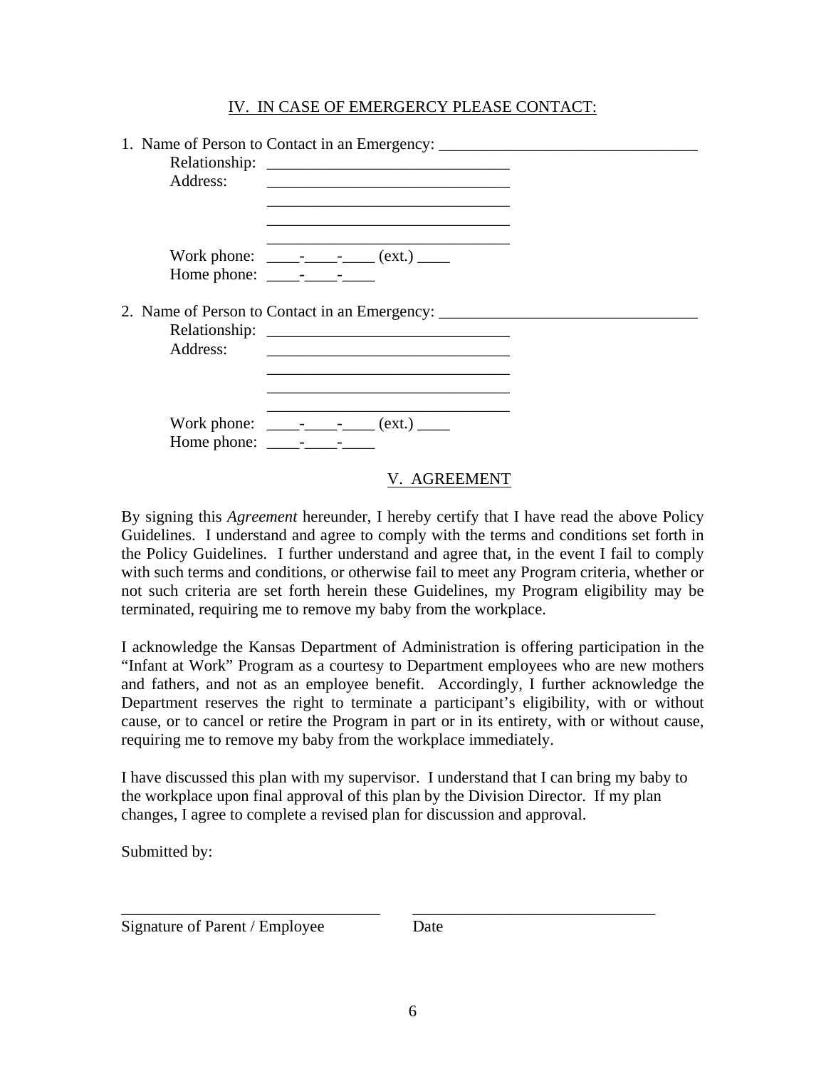## IV. IN CASE OF EMERGERCY PLEASE CONTACT:

1. Name of Person to Contact in an Emergency: ________________________________

   Relationship: ______________________________

   Address: ______________________________
   ______________________________
   ______________________________
   ______________________________

   Work phone: ____-____-____ (ext.) ____

   Home phone: ____-____-____

2. Name of Person to Contact in an Emergency: ________________________________

   Relationship: ______________________________

   Address: ______________________________
   ______________________________
   ______________________________
   ______________________________

   Work phone: ____-____-____ (ext.) ____

   Home phone: ____-____-____

## V. AGREEMENT

By signing this *Agreement* hereunder, I hereby certify that I have read the above Policy Guidelines. I understand and agree to comply with the terms and conditions set forth in the Policy Guidelines. I further understand and agree that, in the event I fail to comply with such terms and conditions, or otherwise fail to meet any Program criteria, whether or not such criteria are set forth herein these Guidelines, my Program eligibility may be terminated, requiring me to remove my baby from the workplace.

I acknowledge the Kansas Department of Administration is offering participation in the "Infant at Work" Program as a courtesy to Department employees who are new mothers and fathers, and not as an employee benefit. Accordingly, I further acknowledge the Department reserves the right to terminate a participant's eligibility, with or without cause, or to cancel or retire the Program in part or in its entirety, with or without cause, requiring me to remove my baby from the workplace immediately.

I have discussed this plan with my supervisor. I understand that I can bring my baby to the workplace upon final approval of this plan by the Division Director. If my plan changes, I agree to complete a revised plan for discussion and approval.

Submitted by:

________________________________ ______________________________

Signature of Parent / Employee Date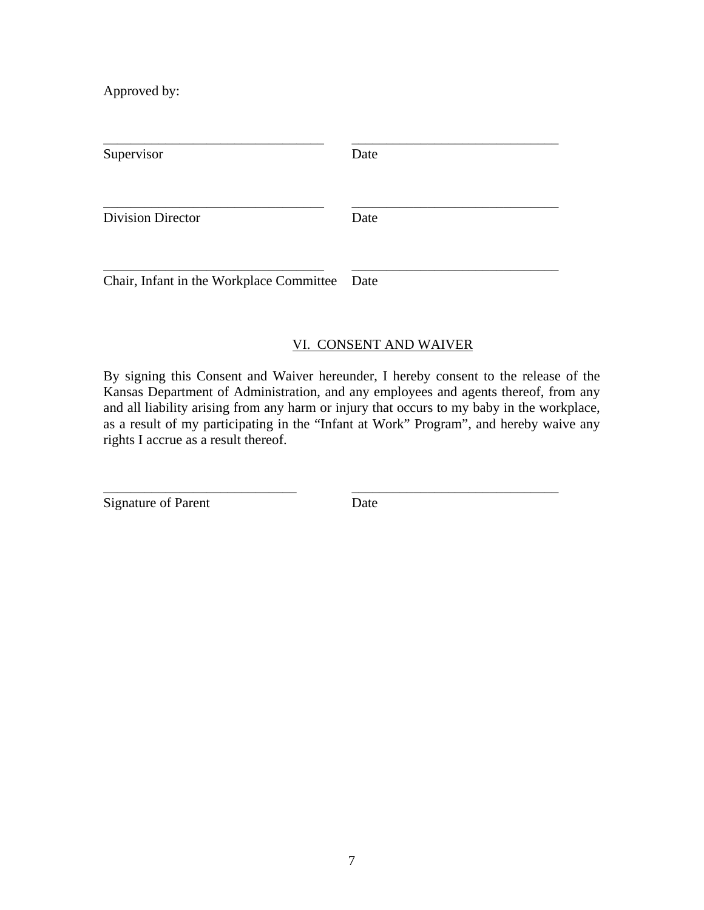Approved by:

\_\_\_\_\_\_\_\_\_\_\_\_\_\_\_\_\_\_\_\_\_\_\_\_\_\_\_\_\_\_\_\_ \_\_\_\_\_\_\_\_\_\_\_\_\_\_\_\_\_\_\_\_\_\_\_\_\_\_\_\_\_\_

Supervisor Date

\_\_\_\_\_\_\_\_\_\_\_\_\_\_\_\_\_\_\_\_\_\_\_\_\_\_\_\_\_\_\_\_ \_\_\_\_\_\_\_\_\_\_\_\_\_\_\_\_\_\_\_\_\_\_\_\_\_\_\_\_\_\_

Division Director Date

\_\_\_\_\_\_\_\_\_\_\_\_\_\_\_\_\_\_\_\_\_\_\_\_\_\_\_\_\_\_\_\_ \_\_\_\_\_\_\_\_\_\_\_\_\_\_\_\_\_\_\_\_\_\_\_\_\_\_\_\_\_\_

Chair, Infant in the Workplace Committee Date

## VI. CONSENT AND WAIVER

By signing this Consent and Waiver hereunder, I hereby consent to the release of the Kansas Department of Administration, and any employees and agents thereof, from any and all liability arising from any harm or injury that occurs to my baby in the workplace, as a result of my participating in the "Infant at Work" Program", and hereby waive any rights I accrue as a result thereof.

\_\_\_\_\_\_\_\_\_\_\_\_\_\_\_\_\_\_\_\_\_\_\_\_\_\_\_\_ \_\_\_\_\_\_\_\_\_\_\_\_\_\_\_\_\_\_\_\_\_\_\_\_\_\_\_\_\_\_

Signature of Parent Date